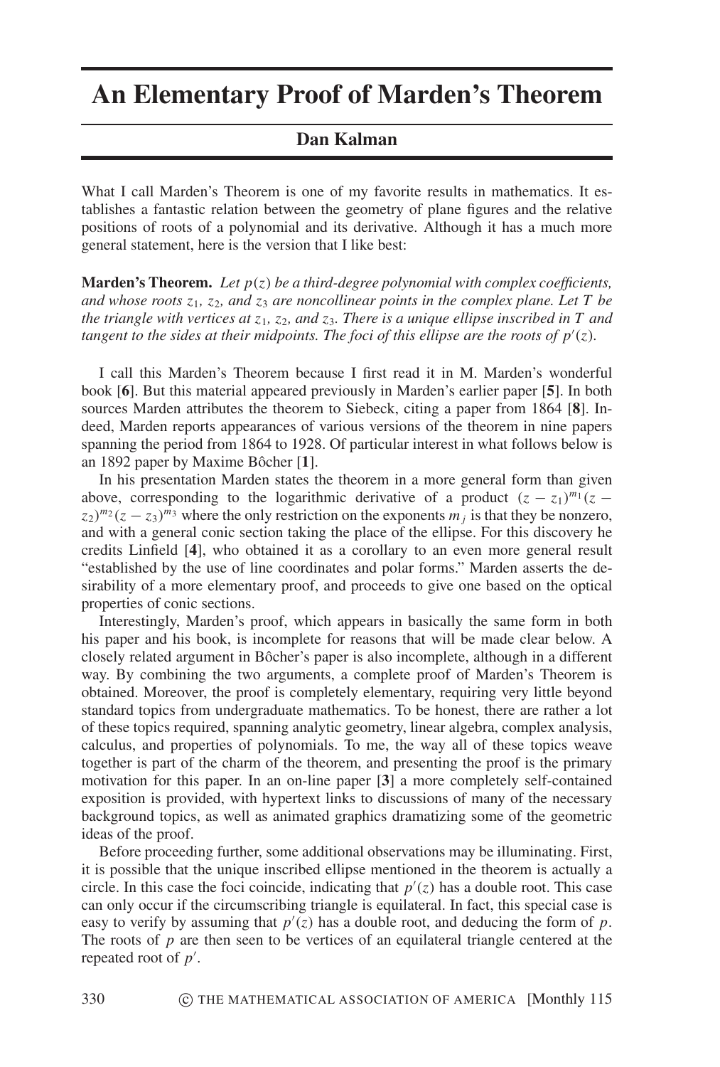# An Elementary Proof of Marden's Theorem

**Dan Kalman**

What I call Marden's Theorem is one of my favorite results in mathematics. It establishes a fantastic relation between the geometry of plane figures and the relative positions of roots of a polynomial and its derivative. Although it has a much more general statement, here is the version that I like best:

**Marden's Theorem.** *Let $p(z)$ be a third-degree polynomial with complex coefficients, and whose roots $z_1$, $z_2$, and $z_3$ are noncollinear points in the complex plane. Let $T$ be the triangle with vertices at $z_1$, $z_2$, and $z_3$. There is a unique ellipse inscribed in $T$ and tangent to the sides at their midpoints. The foci of this ellipse are the roots of $p'(z)$.*

I call this Marden's Theorem because I first read it in M. Marden's wonderful book [**6**]. But this material appeared previously in Marden's earlier paper [**5**]. In both sources Marden attributes the theorem to Siebeck, citing a paper from 1864 [**8**]. Indeed, Marden reports appearances of various versions of the theorem in nine papers spanning the period from 1864 to 1928. Of particular interest in what follows below is an 1892 paper by Maxime Bôcher [**1**].

In his presentation Marden states the theorem in a more general form than given above, corresponding to the logarithmic derivative of a product $(z - z_1)^{m_1}(z - z_2)^{m_2}(z - z_3)^{m_3}$ where the only restriction on the exponents $m_j$ is that they be nonzero, and with a general conic section taking the place of the ellipse. For this discovery he credits Linfield [**4**], who obtained it as a corollary to an even more general result "established by the use of line coordinates and polar forms." Marden asserts the desirability of a more elementary proof, and proceeds to give one based on the optical properties of conic sections.

Interestingly, Marden's proof, which appears in basically the same form in both his paper and his book, is incomplete for reasons that will be made clear below. A closely related argument in Bôcher's paper is also incomplete, although in a different way. By combining the two arguments, a complete proof of Marden's Theorem is obtained. Moreover, the proof is completely elementary, requiring very little beyond standard topics from undergraduate mathematics. To be honest, there are rather a lot of these topics required, spanning analytic geometry, linear algebra, complex analysis, calculus, and properties of polynomials. To me, the way all of these topics weave together is part of the charm of the theorem, and presenting the proof is the primary motivation for this paper. In an on-line paper [**3**] a more completely self-contained exposition is provided, with hypertext links to discussions of many of the necessary background topics, as well as animated graphics dramatizing some of the geometric ideas of the proof.

Before proceeding further, some additional observations may be illuminating. First, it is possible that the unique inscribed ellipse mentioned in the theorem is actually a circle. In this case the foci coincide, indicating that $p'(z)$ has a double root. This case can only occur if the circumscribing triangle is equilateral. In fact, this special case is easy to verify by assuming that $p'(z)$ has a double root, and deducing the form of $p$. The roots of $p$ are then seen to be vertices of an equilateral triangle centered at the repeated root of $p'$.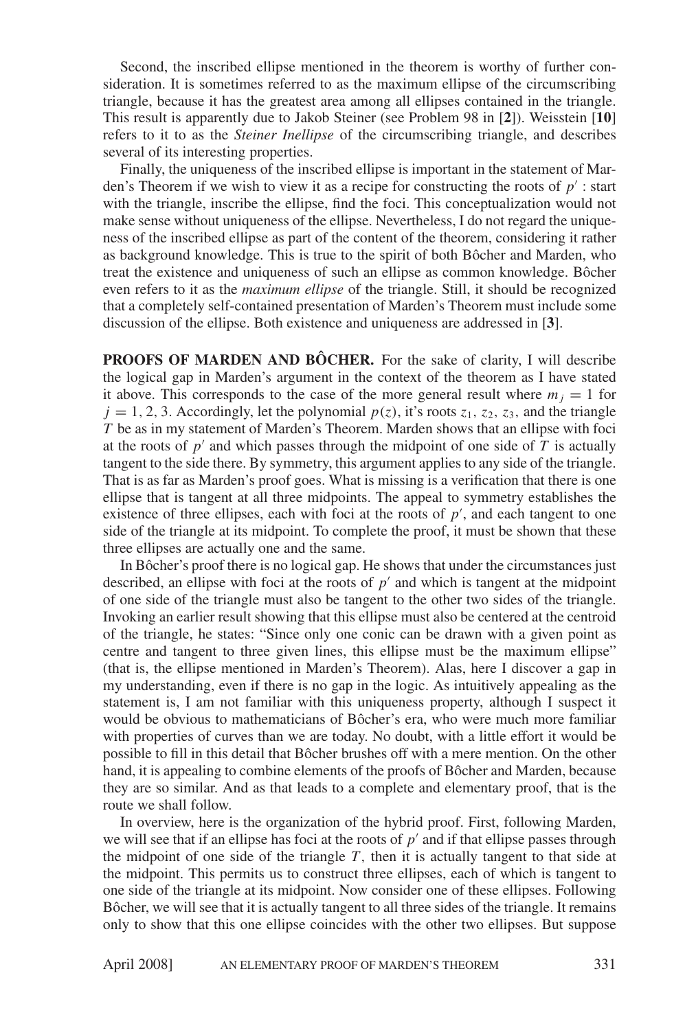Second, the inscribed ellipse mentioned in the theorem is worthy of further consideration. It is sometimes referred to as the maximum ellipse of the circumscribing triangle, because it has the greatest area among all ellipses contained in the triangle. This result is apparently due to Jakob Steiner (see Problem 98 in [**2**]). Weisstein [**10**] refers to it to as the *Steiner Inellipse* of the circumscribing triangle, and describes several of its interesting properties.

Finally, the uniqueness of the inscribed ellipse is important in the statement of Marden's Theorem if we wish to view it as a recipe for constructing the roots of $p'$ : start with the triangle, inscribe the ellipse, find the foci. This conceptualization would not make sense without uniqueness of the ellipse. Nevertheless, I do not regard the uniqueness of the inscribed ellipse as part of the content of the theorem, considering it rather as background knowledge. This is true to the spirit of both Bôcher and Marden, who treat the existence and uniqueness of such an ellipse as common knowledge. Bôcher even refers to it as the *maximum ellipse* of the triangle. Still, it should be recognized that a completely self-contained presentation of Marden's Theorem must include some discussion of the ellipse. Both existence and uniqueness are addressed in [**3**].

**PROOFS OF MARDEN AND BÔCHER.** For the sake of clarity, I will describe the logical gap in Marden's argument in the context of the theorem as I have stated it above. This corresponds to the case of the more general result where $m_j = 1$ for $j = 1, 2, 3$. Accordingly, let the polynomial $p(z)$, it's roots $z_1$, $z_2$, $z_3$, and the triangle $T$ be as in my statement of Marden's Theorem. Marden shows that an ellipse with foci at the roots of $p'$ and which passes through the midpoint of one side of $T$ is actually tangent to the side there. By symmetry, this argument applies to any side of the triangle. That is as far as Marden's proof goes. What is missing is a verification that there is one ellipse that is tangent at all three midpoints. The appeal to symmetry establishes the existence of three ellipses, each with foci at the roots of $p'$, and each tangent to one side of the triangle at its midpoint. To complete the proof, it must be shown that these three ellipses are actually one and the same.

In Bôcher's proof there is no logical gap. He shows that under the circumstances just described, an ellipse with foci at the roots of $p'$ and which is tangent at the midpoint of one side of the triangle must also be tangent to the other two sides of the triangle. Invoking an earlier result showing that this ellipse must also be centered at the centroid of the triangle, he states: "Since only one conic can be drawn with a given point as centre and tangent to three given lines, this ellipse must be the maximum ellipse" (that is, the ellipse mentioned in Marden's Theorem). Alas, here I discover a gap in my understanding, even if there is no gap in the logic. As intuitively appealing as the statement is, I am not familiar with this uniqueness property, although I suspect it would be obvious to mathematicians of Bôcher's era, who were much more familiar with properties of curves than we are today. No doubt, with a little effort it would be possible to fill in this detail that Bôcher brushes off with a mere mention. On the other hand, it is appealing to combine elements of the proofs of Bôcher and Marden, because they are so similar. And as that leads to a complete and elementary proof, that is the route we shall follow.

In overview, here is the organization of the hybrid proof. First, following Marden, we will see that if an ellipse has foci at the roots of $p'$ and if that ellipse passes through the midpoint of one side of the triangle $T$, then it is actually tangent to that side at the midpoint. This permits us to construct three ellipses, each of which is tangent to one side of the triangle at its midpoint. Now consider one of these ellipses. Following Bôcher, we will see that it is actually tangent to all three sides of the triangle. It remains only to show that this one ellipse coincides with the other two ellipses. But suppose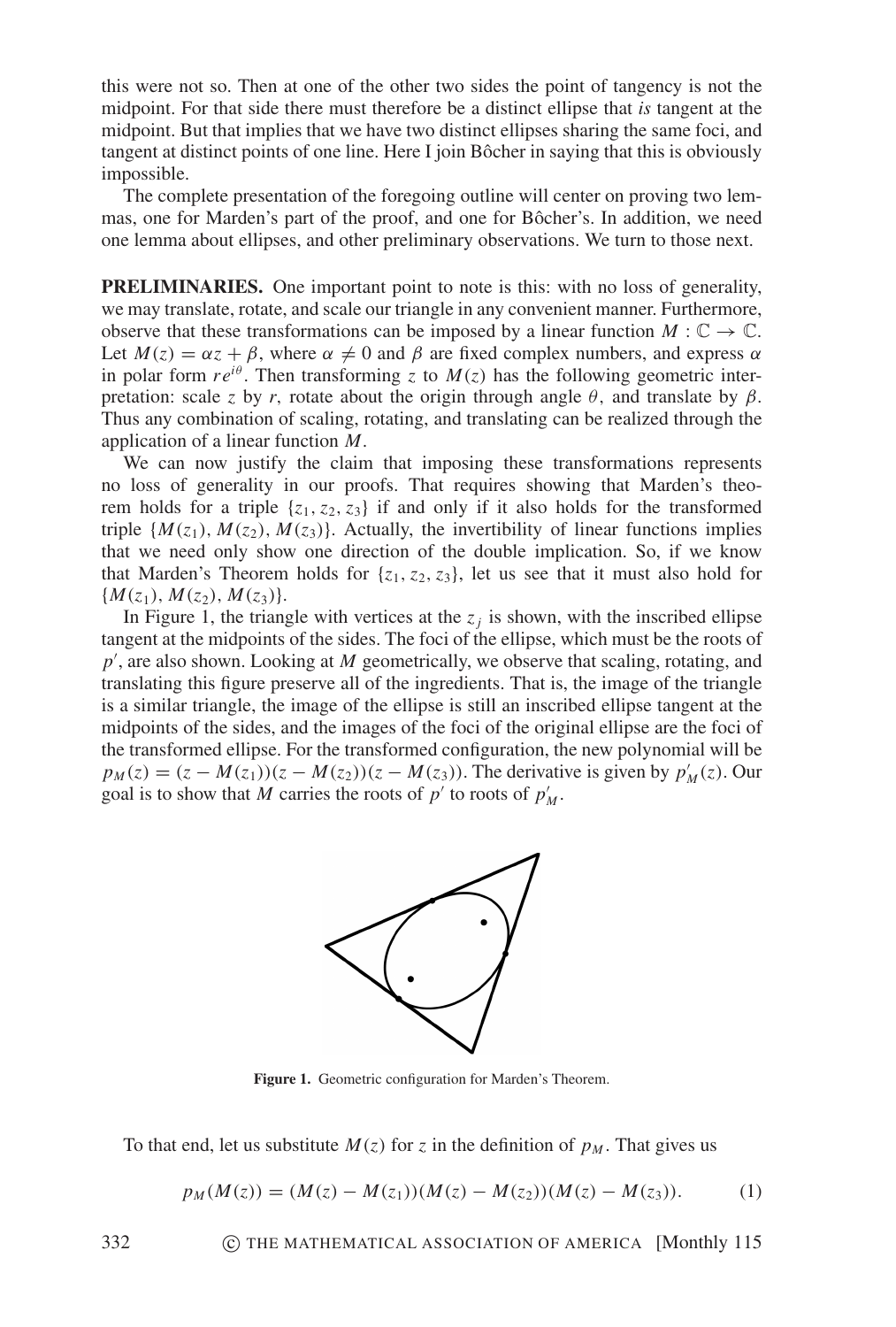this were not so. Then at one of the other two sides the point of tangency is not the midpoint. For that side there must therefore be a distinct ellipse that *is* tangent at the midpoint. But that implies that we have two distinct ellipses sharing the same foci, and tangent at distinct points of one line. Here I join Bôcher in saying that this is obviously impossible.

The complete presentation of the foregoing outline will center on proving two lemmas, one for Marden's part of the proof, and one for Bôcher's. In addition, we need one lemma about ellipses, and other preliminary observations. We turn to those next.

**PRELIMINARIES.** One important point to note is this: with no loss of generality, we may translate, rotate, and scale our triangle in any convenient manner. Furthermore, observe that these transformations can be imposed by a linear function $M : \mathbb{C} \to \mathbb{C}$. Let $M(z) = \alpha z + \beta$, where $\alpha \neq 0$ and $\beta$ are fixed complex numbers, and express $\alpha$ in polar form $re^{i\theta}$. Then transforming $z$ to $M(z)$ has the following geometric interpretation: scale $z$ by $r$, rotate about the origin through angle $\theta$, and translate by $\beta$. Thus any combination of scaling, rotating, and translating can be realized through the application of a linear function $M$.

We can now justify the claim that imposing these transformations represents no loss of generality in our proofs. That requires showing that Marden's theorem holds for a triple $\{z_1, z_2, z_3\}$ if and only if it also holds for the transformed triple $\{M(z_1), M(z_2), M(z_3)\}$. Actually, the invertibility of linear functions implies that we need only show one direction of the double implication. So, if we know that Marden's Theorem holds for $\{z_1, z_2, z_3\}$, let us see that it must also hold for $\{M(z_1), M(z_2), M(z_3)\}$.

In Figure 1, the triangle with vertices at the $z_j$ is shown, with the inscribed ellipse tangent at the midpoints of the sides. The foci of the ellipse, which must be the roots of $p'$, are also shown. Looking at $M$ geometrically, we observe that scaling, rotating, and translating this figure preserve all of the ingredients. That is, the image of the triangle is a similar triangle, the image of the ellipse is still an inscribed ellipse tangent at the midpoints of the sides, and the images of the foci of the original ellipse are the foci of the transformed ellipse. For the transformed configuration, the new polynomial will be $p_M(z) = (z - M(z_1))(z - M(z_2))(z - M(z_3))$. The derivative is given by $p'_M(z)$. Our goal is to show that $M$ carries the roots of $p'$ to roots of $p'_M$.

**Figure 1.** Geometric configuration for Marden's Theorem.

To that end, let us substitute $M(z)$ for $z$ in the definition of $p_M$. That gives us

$$p_M(M(z)) = (M(z) - M(z_1))(M(z) - M(z_2))(M(z) - M(z_3)). \tag{1}$$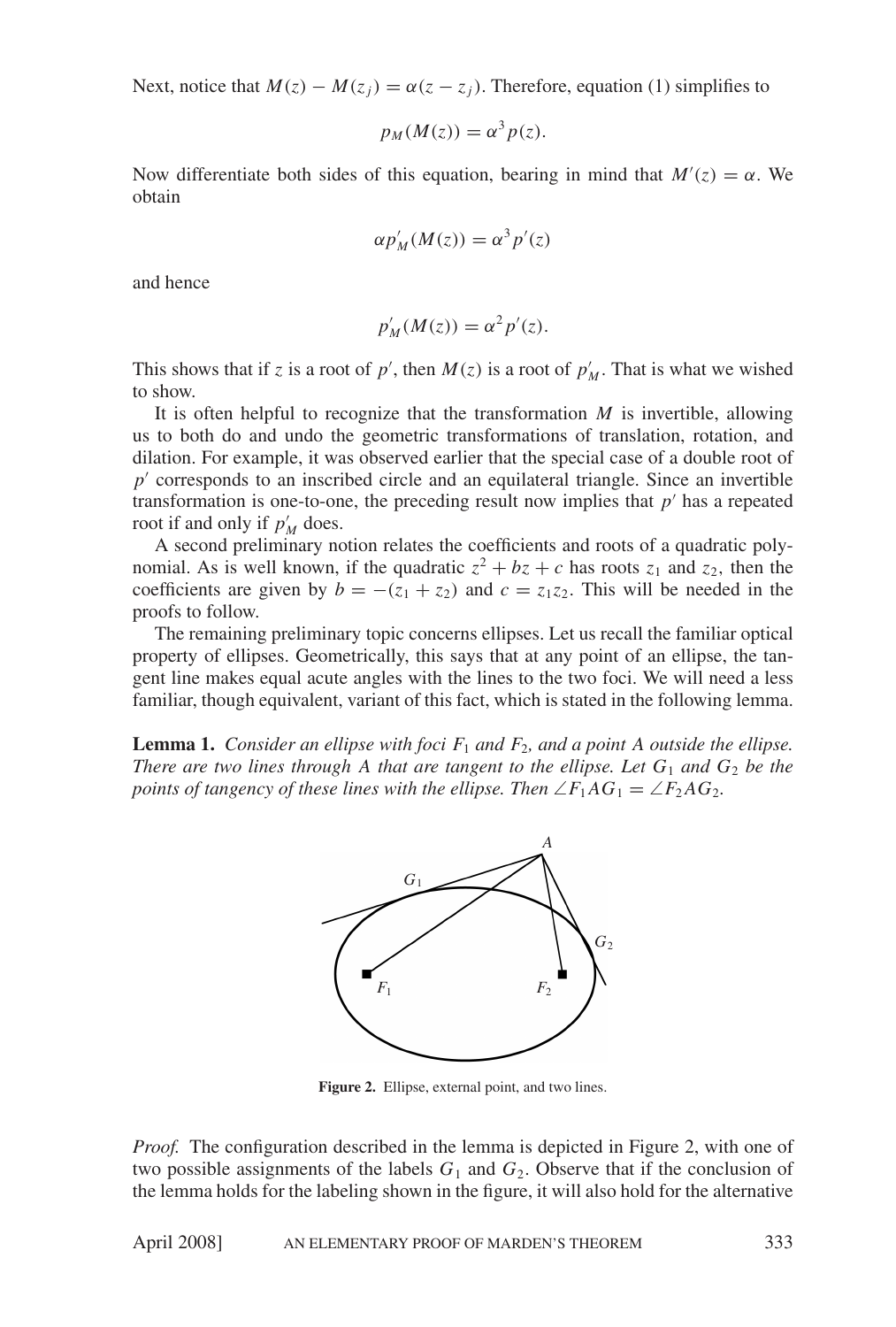Next, notice that $M(z) - M(z_j) = \alpha(z - z_j)$. Therefore, equation (1) simplifies to

$$p_M(M(z)) = \alpha^3 p(z).$$

Now differentiate both sides of this equation, bearing in mind that $M'(z) = \alpha$. We obtain

$$\alpha p'_M(M(z)) = \alpha^3 p'(z)$$

and hence

$$p'_M(M(z)) = \alpha^2 p'(z).$$

This shows that if $z$ is a root of $p'$, then $M(z)$ is a root of $p'_M$. That is what we wished to show.

It is often helpful to recognize that the transformation $M$ is invertible, allowing us to both do and undo the geometric transformations of translation, rotation, and dilation. For example, it was observed earlier that the special case of a double root of $p'$ corresponds to an inscribed circle and an equilateral triangle. Since an invertible transformation is one-to-one, the preceding result now implies that $p'$ has a repeated root if and only if $p'_M$ does.

A second preliminary notion relates the coefficients and roots of a quadratic polynomial. As is well known, if the quadratic $z^2 + bz + c$ has roots $z_1$ and $z_2$, then the coefficients are given by $b = -(z_1 + z_2)$ and $c = z_1 z_2$. This will be needed in the proofs to follow.

The remaining preliminary topic concerns ellipses. Let us recall the familiar optical property of ellipses. Geometrically, this says that at any point of an ellipse, the tangent line makes equal acute angles with the lines to the two foci. We will need a less familiar, though equivalent, variant of this fact, which is stated in the following lemma.

**Lemma 1.** *Consider an ellipse with foci $F_1$ and $F_2$, and a point $A$ outside the ellipse. There are two lines through $A$ that are tangent to the ellipse. Let $G_1$ and $G_2$ be the points of tangency of these lines with the ellipse. Then $\angle F_1AG_1 = \angle F_2AG_2$.*

**Figure 2.** Ellipse, external point, and two lines.

*Proof.* The configuration described in the lemma is depicted in Figure 2, with one of two possible assignments of the labels $G_1$ and $G_2$. Observe that if the conclusion of the lemma holds for the labeling shown in the figure, it will also hold for the alternative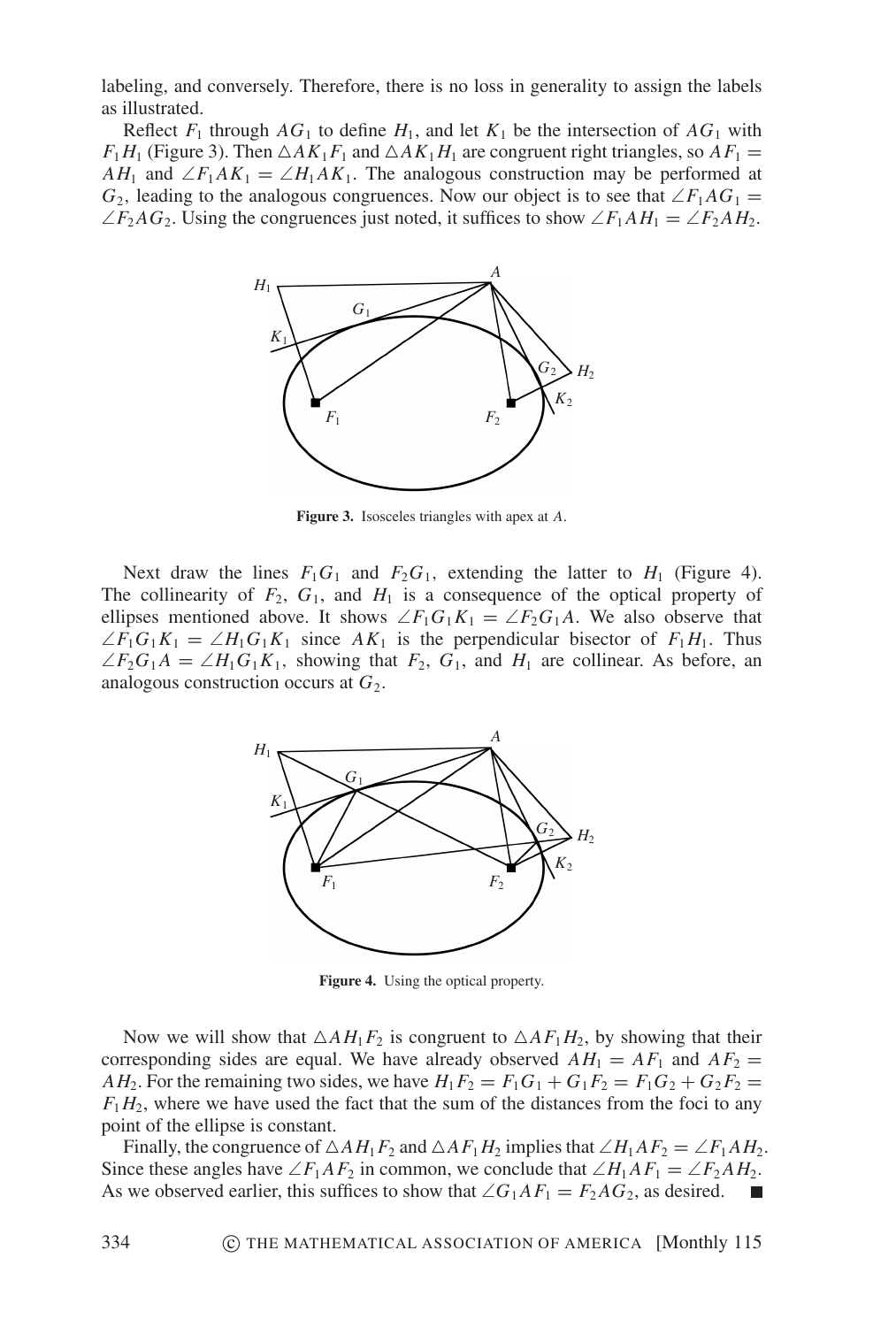labeling, and conversely. Therefore, there is no loss in generality to assign the labels as illustrated.

Reflect $F_1$ through $AG_1$ to define $H_1$, and let $K_1$ be the intersection of $AG_1$ with $F_1H_1$ (Figure 3). Then $\triangle AK_1F_1$ and $\triangle AK_1H_1$ are congruent right triangles, so $AF_1 = AH_1$ and $\angle F_1AK_1 = \angle H_1AK_1$. The analogous construction may be performed at $G_2$, leading to the analogous congruences. Now our object is to see that $\angle F_1AG_1 = \angle F_2AG_2$. Using the congruences just noted, it suffices to show $\angle F_1AH_1 = \angle F_2AH_2$.

**Figure 3.** Isosceles triangles with apex at $A$.

Next draw the lines $F_1G_1$ and $F_2G_1$, extending the latter to $H_1$ (Figure 4). The collinearity of $F_2$, $G_1$, and $H_1$ is a consequence of the optical property of ellipses mentioned above. It shows $\angle F_1G_1K_1 = \angle F_2G_1A$. We also observe that $\angle F_1G_1K_1 = \angle H_1G_1K_1$ since $AK_1$ is the perpendicular bisector of $F_1H_1$. Thus $\angle F_2G_1A = \angle H_1G_1K_1$, showing that $F_2$, $G_1$, and $H_1$ are collinear. As before, an analogous construction occurs at $G_2$.

**Figure 4.** Using the optical property.

Now we will show that $\triangle AH_1F_2$ is congruent to $\triangle AF_1H_2$, by showing that their corresponding sides are equal. We have already observed $AH_1 = AF_1$ and $AF_2 = AH_2$. For the remaining two sides, we have $H_1F_2 = F_1G_1 + G_1F_2 = F_1G_2 + G_2F_2 = F_1H_2$, where we have used the fact that the sum of the distances from the foci to any point of the ellipse is constant.

Finally, the congruence of $\triangle AH_1F_2$ and $\triangle AF_1H_2$ implies that $\angle H_1AF_2 = \angle F_1AH_2$. Since these angles have $\angle F_1AF_2$ in common, we conclude that $\angle H_1AF_1 = \angle F_2AH_2$. As we observed earlier, this suffices to show that $\angle G_1AF_1 = F_2AG_2$, as desired. ■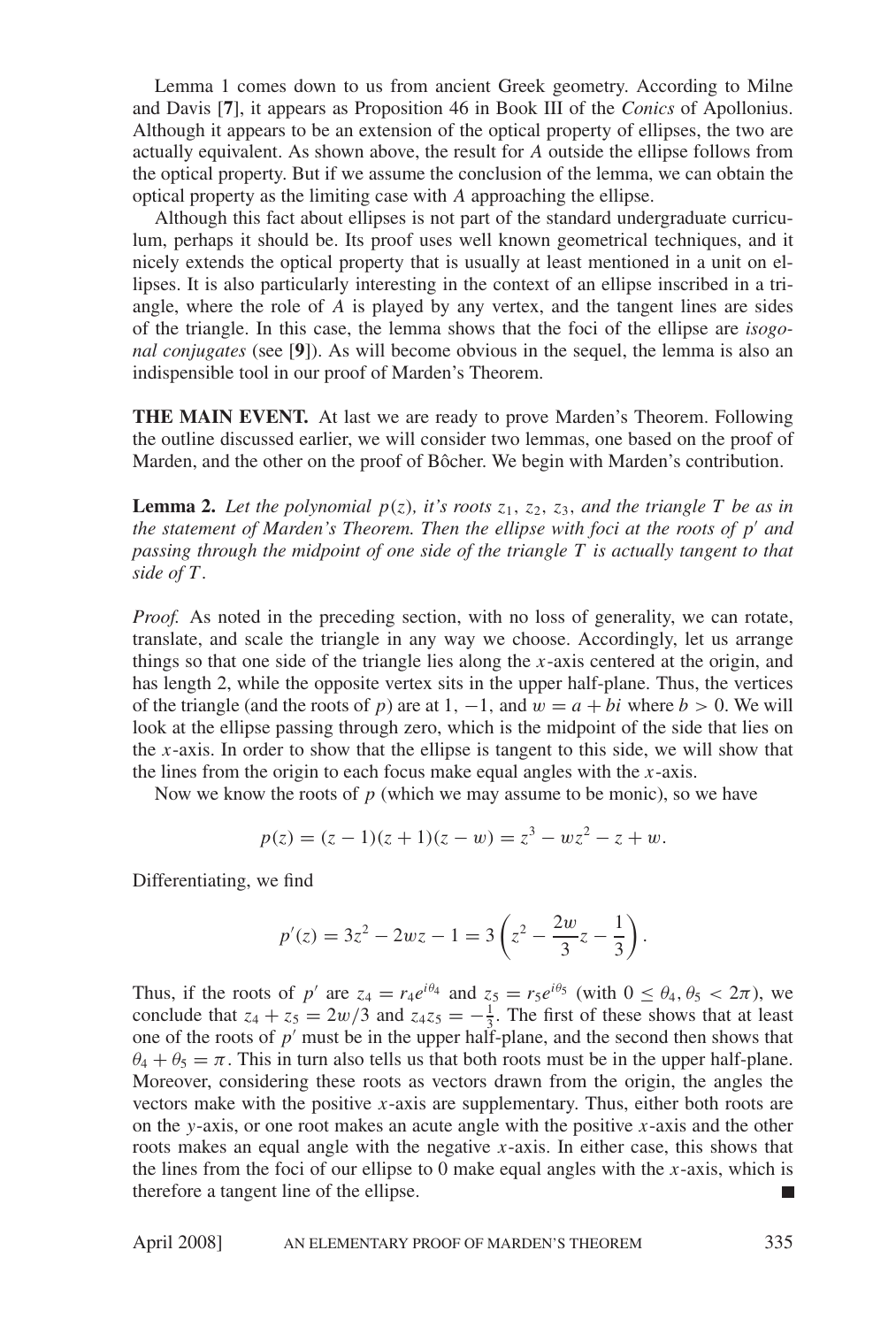Lemma 1 comes down to us from ancient Greek geometry. According to Milne and Davis [**7**], it appears as Proposition 46 in Book III of the *Conics* of Apollonius. Although it appears to be an extension of the optical property of ellipses, the two are actually equivalent. As shown above, the result for $A$ outside the ellipse follows from the optical property. But if we assume the conclusion of the lemma, we can obtain the optical property as the limiting case with $A$ approaching the ellipse.

Although this fact about ellipses is not part of the standard undergraduate curriculum, perhaps it should be. Its proof uses well known geometrical techniques, and it nicely extends the optical property that is usually at least mentioned in a unit on ellipses. It is also particularly interesting in the context of an ellipse inscribed in a triangle, where the role of $A$ is played by any vertex, and the tangent lines are sides of the triangle. In this case, the lemma shows that the foci of the ellipse are *isogonal conjugates* (see [**9**]). As will become obvious in the sequel, the lemma is also an indispensible tool in our proof of Marden's Theorem.

**THE MAIN EVENT.** At last we are ready to prove Marden's Theorem. Following the outline discussed earlier, we will consider two lemmas, one based on the proof of Marden, and the other on the proof of Bôcher. We begin with Marden's contribution.

**Lemma 2.** *Let the polynomial $p(z)$, it's roots $z_1$, $z_2$, $z_3$, and the triangle $T$ be as in the statement of Marden's Theorem. Then the ellipse with foci at the roots of $p'$ and passing through the midpoint of one side of the triangle $T$ is actually tangent to that side of $T$.*

*Proof.* As noted in the preceding section, with no loss of generality, we can rotate, translate, and scale the triangle in any way we choose. Accordingly, let us arrange things so that one side of the triangle lies along the $x$-axis centered at the origin, and has length 2, while the opposite vertex sits in the upper half-plane. Thus, the vertices of the triangle (and the roots of $p$) are at $1$, $-1$, and $w = a + bi$ where $b > 0$. We will look at the ellipse passing through zero, which is the midpoint of the side that lies on the $x$-axis. In order to show that the ellipse is tangent to this side, we will show that the lines from the origin to each focus make equal angles with the $x$-axis.

Now we know the roots of $p$ (which we may assume to be monic), so we have

$$p(z) = (z-1)(z+1)(z-w) = z^3 - wz^2 - z + w.$$

Differentiating, we find

$$p'(z) = 3z^2 - 2wz - 1 = 3\left(z^2 - \frac{2w}{3}z - \frac{1}{3}\right).$$

Thus, if the roots of $p'$ are $z_4 = r_4e^{i\theta_4}$ and $z_5 = r_5e^{i\theta_5}$ (with $0 \le \theta_4, \theta_5 < 2\pi$), we conclude that $z_4 + z_5 = 2w/3$ and $z_4z_5 = -\frac{1}{3}$. The first of these shows that at least one of the roots of $p'$ must be in the upper half-plane, and the second then shows that $\theta_4 + \theta_5 = \pi$. This in turn also tells us that both roots must be in the upper half-plane. Moreover, considering these roots as vectors drawn from the origin, the angles the vectors make with the positive $x$-axis are supplementary. Thus, either both roots are on the $y$-axis, or one root makes an acute angle with the positive $x$-axis and the other roots makes an equal angle with the negative $x$-axis. In either case, this shows that the lines from the foci of our ellipse to 0 make equal angles with the $x$-axis, which is therefore a tangent line of the ellipse. ∎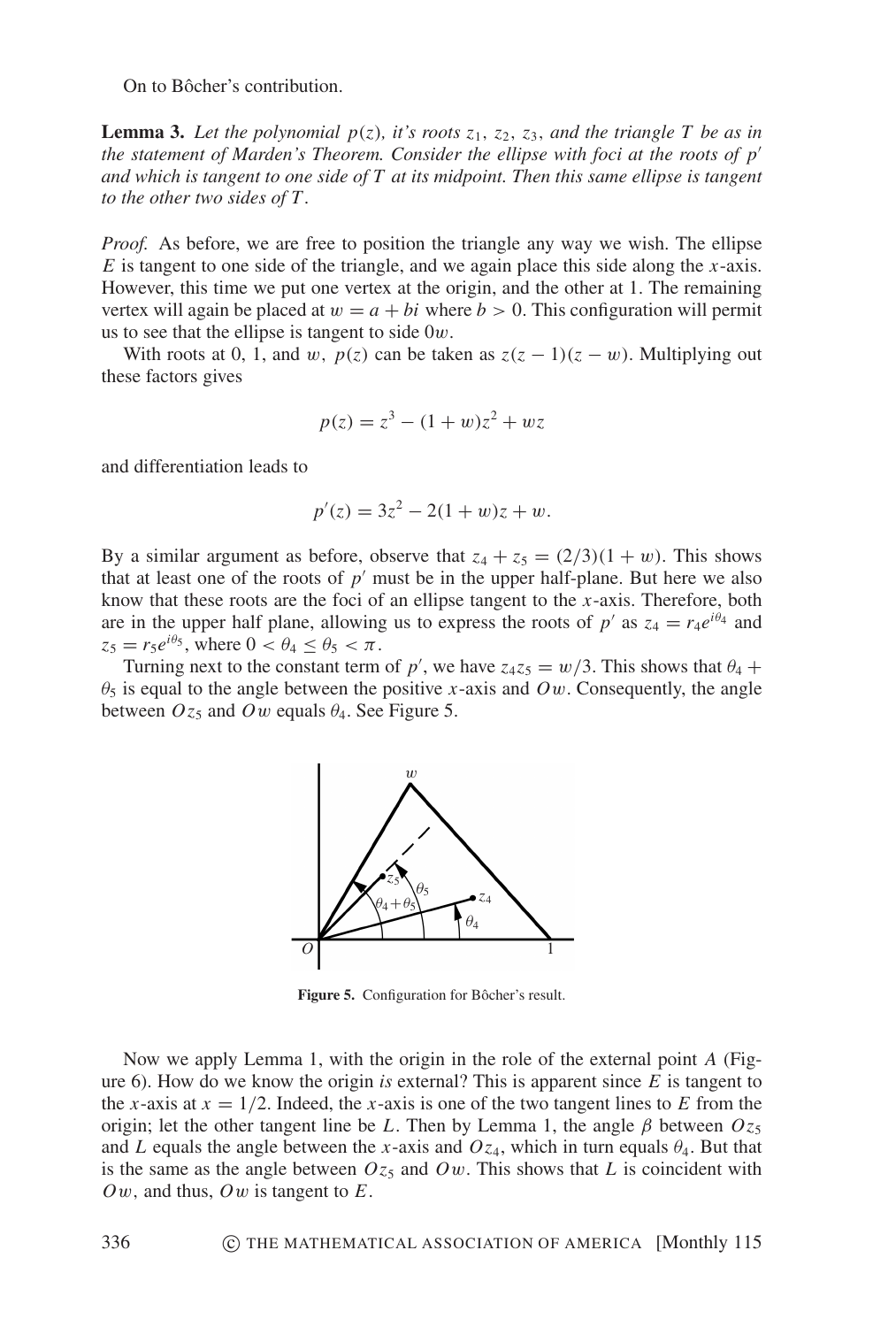On to Bôcher's contribution.

**Lemma 3.** *Let the polynomial $p(z)$, it's roots $z_1$, $z_2$, $z_3$, and the triangle $T$ be as in the statement of Marden's Theorem. Consider the ellipse with foci at the roots of $p'$ and which is tangent to one side of $T$ at its midpoint. Then this same ellipse is tangent to the other two sides of $T$.*

*Proof.* As before, we are free to position the triangle any way we wish. The ellipse $E$ is tangent to one side of the triangle, and we again place this side along the $x$-axis. However, this time we put one vertex at the origin, and the other at 1. The remaining vertex will again be placed at $w = a + bi$ where $b > 0$. This configuration will permit us to see that the ellipse is tangent to side $0w$.

With roots at 0, 1, and $w$, $p(z)$ can be taken as $z(z-1)(z-w)$. Multiplying out these factors gives

$$p(z) = z^3 - (1 + w)z^2 + wz$$

and differentiation leads to

$$p'(z) = 3z^2 - 2(1 + w)z + w.$$

By a similar argument as before, observe that $z_4 + z_5 = (2/3)(1 + w)$. This shows that at least one of the roots of $p'$ must be in the upper half-plane. But here we also know that these roots are the foci of an ellipse tangent to the $x$-axis. Therefore, both are in the upper half plane, allowing us to express the roots of $p'$ as $z_4 = r_4 e^{i\theta_4}$ and $z_5 = r_5 e^{i\theta_5}$, where $0 < \theta_4 \leq \theta_5 < \pi$.

Turning next to the constant term of $p'$, we have $z_4 z_5 = w/3$. This shows that $\theta_4 + \theta_5$ is equal to the angle between the positive $x$-axis and $Ow$. Consequently, the angle between $Oz_5$ and $Ow$ equals $\theta_4$. See Figure 5.

**Figure 5.** Configuration for Bôcher's result.

Now we apply Lemma 1, with the origin in the role of the external point $A$ (Figure 6). How do we know the origin *is* external? This is apparent since $E$ is tangent to the $x$-axis at $x = 1/2$. Indeed, the $x$-axis is one of the two tangent lines to $E$ from the origin; let the other tangent line be $L$. Then by Lemma 1, the angle $\beta$ between $Oz_5$ and $L$ equals the angle between the $x$-axis and $Oz_4$, which in turn equals $\theta_4$. But that is the same as the angle between $Oz_5$ and $Ow$. This shows that $L$ is coincident with $Ow$, and thus, $Ow$ is tangent to $E$.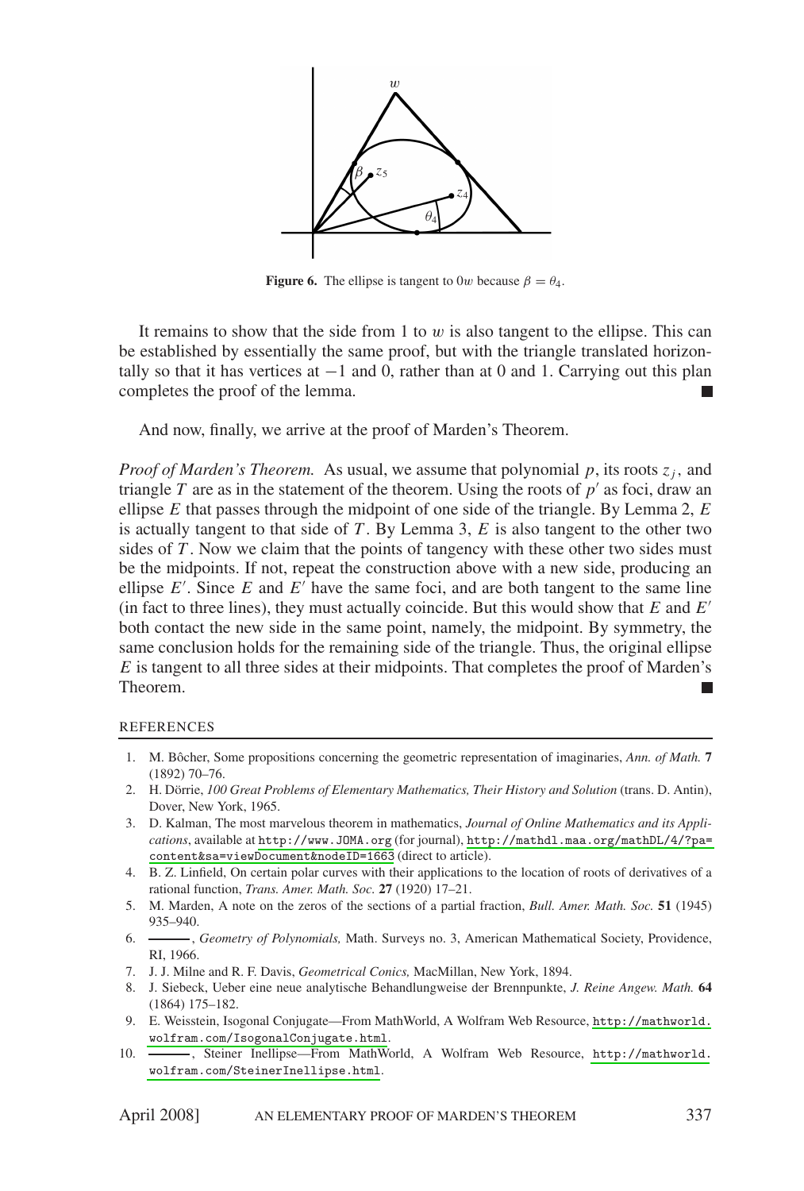**Figure 6.** The ellipse is tangent to $0w$ because $\beta = \theta_4$.

It remains to show that the side from 1 to $w$ is also tangent to the ellipse. This can be established by essentially the same proof, but with the triangle translated horizontally so that it has vertices at $-1$ and 0, rather than at 0 and 1. Carrying out this plan completes the proof of the lemma. ∎

And now, finally, we arrive at the proof of Marden's Theorem.

*Proof of Marden's Theorem.* As usual, we assume that polynomial $p$, its roots $z_j$, and triangle $T$ are as in the statement of the theorem. Using the roots of $p'$ as foci, draw an ellipse $E$ that passes through the midpoint of one side of the triangle. By Lemma 2, $E$ is actually tangent to that side of $T$. By Lemma 3, $E$ is also tangent to the other two sides of $T$. Now we claim that the points of tangency with these other two sides must be the midpoints. If not, repeat the construction above with a new side, producing an ellipse $E'$. Since $E$ and $E'$ have the same foci, and are both tangent to the same line (in fact to three lines), they must actually coincide. But this would show that $E$ and $E'$ both contact the new side in the same point, namely, the midpoint. By symmetry, the same conclusion holds for the remaining side of the triangle. Thus, the original ellipse $E$ is tangent to all three sides at their midpoints. That completes the proof of Marden's Theorem. ∎

## REFERENCES

1. M. Bôcher, Some propositions concerning the geometric representation of imaginaries, *Ann. of Math.* **7** (1892) 70–76.
2. H. Dörrie, *100 Great Problems of Elementary Mathematics, Their History and Solution* (trans. D. Antin), Dover, New York, 1965.
3. D. Kalman, The most marvelous theorem in mathematics, *Journal of Online Mathematics and its Applications*, available at http://www.JOMA.org (for journal), http://mathdl.maa.org/mathDL/4/?pa=content&sa=viewDocument&nodeID=1663 (direct to article).
4. B. Z. Linfield, On certain polar curves with their applications to the location of roots of derivatives of a rational function, *Trans. Amer. Math. Soc.* **27** (1920) 17–21.
5. M. Marden, A note on the zeros of the sections of a partial fraction, *Bull. Amer. Math. Soc.* **51** (1945) 935–940.
6. ———, *Geometry of Polynomials,* Math. Surveys no. 3, American Mathematical Society, Providence, RI, 1966.
7. J. J. Milne and R. F. Davis, *Geometrical Conics,* MacMillan, New York, 1894.
8. J. Siebeck, Ueber eine neue analytische Behandlungweise der Brennpunkte, *J. Reine Angew. Math.* **64** (1864) 175–182.
9. E. Weisstein, Isogonal Conjugate—From MathWorld, A Wolfram Web Resource, http://mathworld.wolfram.com/IsogonalConjugate.html.
10. ———, Steiner Inellipse—From MathWorld, A Wolfram Web Resource, http://mathworld.wolfram.com/SteinerInellipse.html.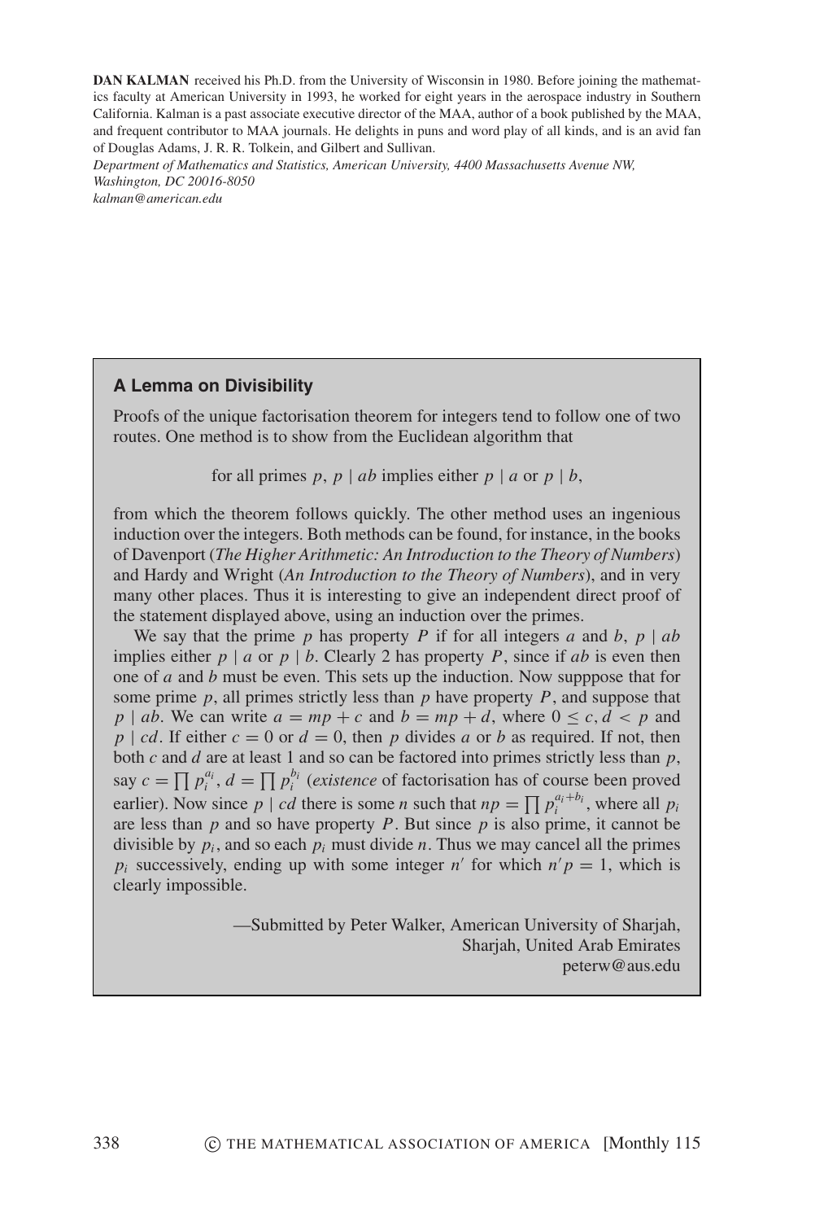**DAN KALMAN** received his Ph.D. from the University of Wisconsin in 1980. Before joining the mathematics faculty at American University in 1993, he worked for eight years in the aerospace industry in Southern California. Kalman is a past associate executive director of the MAA, author of a book published by the MAA, and frequent contributor to MAA journals. He delights in puns and word play of all kinds, and is an avid fan of Douglas Adams, J. R. R. Tolkein, and Gilbert and Sullivan.

*Department of Mathematics and Statistics, American University, 4400 Massachusetts Avenue NW, Washington, DC 20016-8050*
*kalman@american.edu*

### A Lemma on Divisibility

Proofs of the unique factorisation theorem for integers tend to follow one of two routes. One method is to show from the Euclidean algorithm that

$$\text{for all primes } p,\ p \mid ab \text{ implies either } p \mid a \text{ or } p \mid b,$$

from which the theorem follows quickly. The other method uses an ingenious induction over the integers. Both methods can be found, for instance, in the books of Davenport (*The Higher Arithmetic: An Introduction to the Theory of Numbers*) and Hardy and Wright (*An Introduction to the Theory of Numbers*), and in very many other places. Thus it is interesting to give an independent direct proof of the statement displayed above, using an induction over the primes.

We say that the prime $p$ has property $P$ if for all integers $a$ and $b$, $p \mid ab$ implies either $p \mid a$ or $p \mid b$. Clearly 2 has property $P$, since if $ab$ is even then one of $a$ and $b$ must be even. This sets up the induction. Now supppose that for some prime $p$, all primes strictly less than $p$ have property $P$, and suppose that $p \mid ab$. We can write $a = mp + c$ and $b = mp + d$, where $0 \le c, d < p$ and $p \mid cd$. If either $c = 0$ or $d = 0$, then $p$ divides $a$ or $b$ as required. If not, then both $c$ and $d$ are at least 1 and so can be factored into primes strictly less than $p$, say $c = \prod p_i^{a_i}$, $d = \prod p_i^{b_i}$ (*existence* of factorisation has of course been proved earlier). Now since $p \mid cd$ there is some $n$ such that $np = \prod p_i^{a_i + b_i}$, where all $p_i$ are less than $p$ and so have property $P$. But since $p$ is also prime, it cannot be divisible by $p_i$, and so each $p_i$ must divide $n$. Thus we may cancel all the primes $p_i$ successively, ending up with some integer $n'$ for which $n'p = 1$, which is clearly impossible.

—Submitted by Peter Walker, American University of Sharjah,
Sharjah, United Arab Emirates
peterw@aus.edu